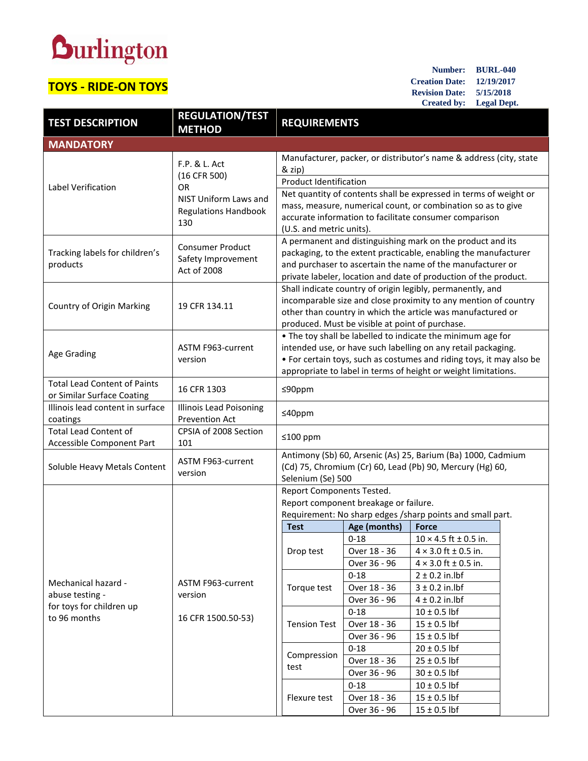Burlington

## TOYS - RIDE-ON TOYS

**Number:** BURL-040
**Creation Date:** 12/19/2017
**Revision Date:** 5/15/2018
**Created by:** Legal Dept.

| TEST DESCRIPTION | REGULATION/TEST METHOD | REQUIREMENTS |
|---|---|---|
| **MANDATORY** | | |
| Label Verification | F.P. & L. Act (16 CFR 500) OR NIST Uniform Laws and Regulations Handbook 130 | Manufacturer, packer, or distributor's name & address (city, state & zip)<br>Product Identification<br>Net quantity of contents shall be expressed in terms of weight or mass, measure, numerical count, or combination so as to give accurate information to facilitate consumer comparison (U.S. and metric units). |
| Tracking labels for children's products | Consumer Product Safety Improvement Act of 2008 | A permanent and distinguishing mark on the product and its packaging, to the extent practicable, enabling the manufacturer and purchaser to ascertain the name of the manufacturer or private labeler, location and date of production of the product. |
| Country of Origin Marking | 19 CFR 134.11 | Shall indicate country of origin legibly, permanently, and incomparable size and close proximity to any mention of country other than country in which the article was manufactured or produced. Must be visible at point of purchase. |
| Age Grading | ASTM F963-current version | • The toy shall be labelled to indicate the minimum age for intended use, or have such labelling on any retail packaging.<br>• For certain toys, such as costumes and riding toys, it may also be appropriate to label in terms of height or weight limitations. |
| Total Lead Content of Paints or Similar Surface Coating | 16 CFR 1303 | ≤90ppm |
| Illinois lead content in surface coatings | Illinois Lead Poisoning Prevention Act | ≤40ppm |
| Total Lead Content of Accessible Component Part | CPSIA of 2008 Section 101 | ≤100 ppm |
| Soluble Heavy Metals Content | ASTM F963-current version | Antimony (Sb) 60, Arsenic (As) 25, Barium (Ba) 1000, Cadmium (Cd) 75, Chromium (Cr) 60, Lead (Pb) 90, Mercury (Hg) 60, Selenium (Se) 500 |
| Mechanical hazard - abuse testing - for toys for children up to 96 months | ASTM F963-current version<br><br>16 CFR 1500.50-53) | Report Components Tested.<br>Report component breakage or failure.<br>Requirement: No sharp edges /sharp points and small part. |

| Test | Age (months) | Force |
|---|---|---|
| Drop test | 0-18 | 10 × 4.5 ft ± 0.5 in. |
| | Over 18 - 36 | 4 × 3.0 ft ± 0.5 in. |
| | Over 36 - 96 | 4 × 3.0 ft ± 0.5 in. |
| Torque test | 0-18 | 2 ± 0.2 in.lbf |
| | Over 18 - 36 | 3 ± 0.2 in.lbf |
| | Over 36 - 96 | 4 ± 0.2 in.lbf |
| Tension Test | 0-18 | 10 ± 0.5 lbf |
| | Over 18 - 36 | 15 ± 0.5 lbf |
| | Over 36 - 96 | 15 ± 0.5 lbf |
| Compression test | 0-18 | 20 ± 0.5 lbf |
| | Over 18 - 36 | 25 ± 0.5 lbf |
| | Over 36 - 96 | 30 ± 0.5 lbf |
| Flexure test | 0-18 | 10 ± 0.5 lbf |
| | Over 18 - 36 | 15 ± 0.5 lbf |
| | Over 36 - 96 | 15 ± 0.5 lbf |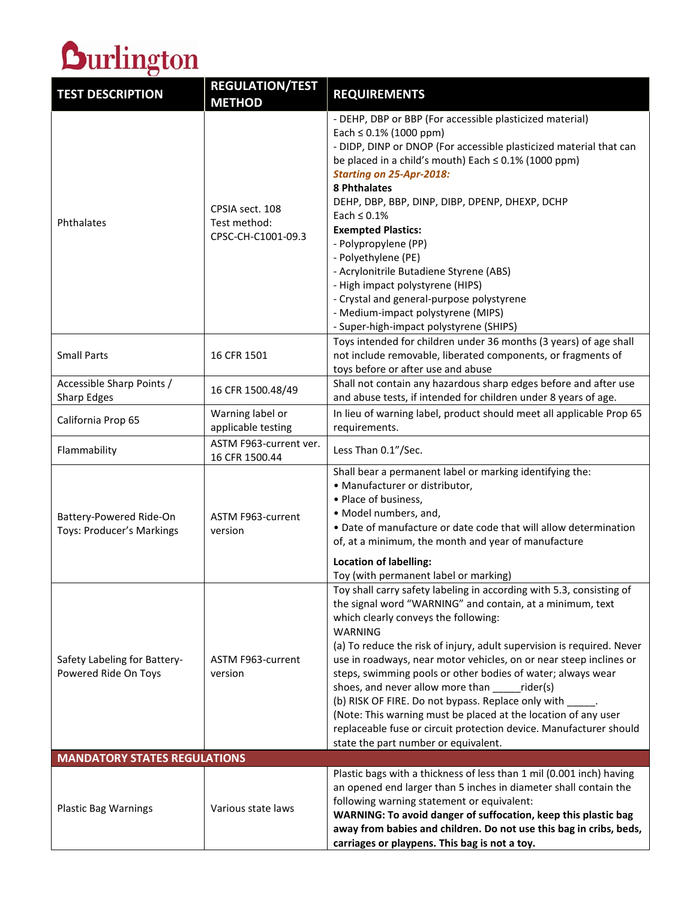| TEST DESCRIPTION | REGULATION/TEST METHOD | REQUIREMENTS |
|---|---|---|
| Phthalates | CPSIA sect. 108<br>Test method:<br>CPSC-CH-C1001-09.3 | - DEHP, DBP or BBP (For accessible plasticized material)<br>Each ≤ 0.1% (1000 ppm)<br>- DIDP, DINP or DNOP (For accessible plasticized material that can be placed in a child's mouth) Each ≤ 0.1% (1000 ppm)<br>***Starting on 25-Apr-2018:***<br>**8 Phthalates**<br>DEHP, DBP, BBP, DINP, DIBP, DPENP, DHEXP, DCHP<br>Each ≤ 0.1%<br>**Exempted Plastics:**<br>- Polypropylene (PP)<br>- Polyethylene (PE)<br>- Acrylonitrile Butadiene Styrene (ABS)<br>- High impact polystyrene (HIPS)<br>- Crystal and general-purpose polystyrene<br>- Medium-impact polystyrene (MIPS)<br>- Super-high-impact polystyrene (SHIPS) |
| Small Parts | 16 CFR 1501 | Toys intended for children under 36 months (3 years) of age shall not include removable, liberated components, or fragments of toys before or after use and abuse |
| Accessible Sharp Points / Sharp Edges | 16 CFR 1500.48/49 | Shall not contain any hazardous sharp edges before and after use and abuse tests, if intended for children under 8 years of age. |
| California Prop 65 | Warning label or applicable testing | In lieu of warning label, product should meet all applicable Prop 65 requirements. |
| Flammability | ASTM F963-current ver.<br>16 CFR 1500.44 | Less Than 0.1"/Sec. |
| Battery-Powered Ride-On Toys: Producer's Markings | ASTM F963-current version | Shall bear a permanent label or marking identifying the:<br>• Manufacturer or distributor,<br>• Place of business,<br>• Model numbers, and,<br>• Date of manufacture or date code that will allow determination of, at a minimum, the month and year of manufacture<br>**Location of labelling:**<br>Toy (with permanent label or marking) |
| Safety Labeling for Battery-Powered Ride On Toys | ASTM F963-current version | Toy shall carry safety labeling in according with 5.3, consisting of the signal word "WARNING" and contain, at a minimum, text which clearly conveys the following:<br>WARNING<br>(a) To reduce the risk of injury, adult supervision is required. Never use in roadways, near motor vehicles, on or near steep inclines or steps, swimming pools or other bodies of water; always wear shoes, and never allow more than _____rider(s)<br>(b) RISK OF FIRE. Do not bypass. Replace only with _____.<br>(Note: This warning must be placed at the location of any user replaceable fuse or circuit protection device. Manufacturer should state the part number or equivalent. |
| **MANDATORY STATES REGULATIONS** | | |
| Plastic Bag Warnings | Various state laws | Plastic bags with a thickness of less than 1 mil (0.001 inch) having an opened end larger than 5 inches in diameter shall contain the following warning statement or equivalent:<br>**WARNING: To avoid danger of suffocation, keep this plastic bag away from babies and children. Do not use this bag in cribs, beds, carriages or playpens. This bag is not a toy.** |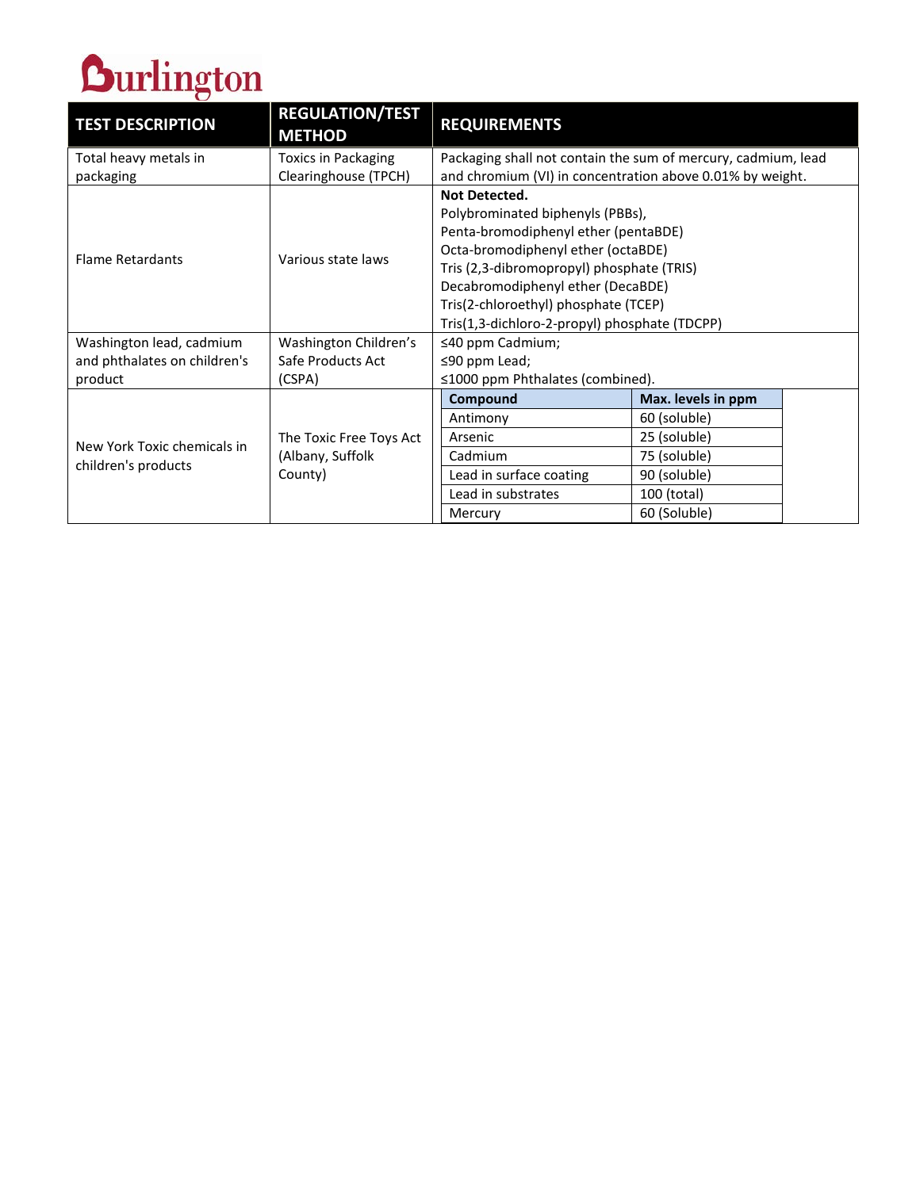| TEST DESCRIPTION | REGULATION/TEST METHOD | REQUIREMENTS |
|---|---|---|
| Total heavy metals in packaging | Toxics in Packaging Clearinghouse (TPCH) | Packaging shall not contain the sum of mercury, cadmium, lead and chromium (VI) in concentration above 0.01% by weight. |
| Flame Retardants | Various state laws | **Not Detected.**<br>Polybrominated biphenyls (PBBs),<br>Penta-bromodiphenyl ether (pentaBDE)<br>Octa-bromodiphenyl ether (octaBDE)<br>Tris (2,3-dibromopropyl) phosphate (TRIS)<br>Decabromodiphenyl ether (DecaBDE)<br>Tris(2-chloroethyl) phosphate (TCEP)<br>Tris(1,3-dichloro-2-propyl) phosphate (TDCPP) |
| Washington lead, cadmium and phthalates on children's product | Washington Children's Safe Products Act (CSPA) | ≤40 ppm Cadmium;<br>≤90 ppm Lead;<br>≤1000 ppm Phthalates (combined). |
| New York Toxic chemicals in children's products | The Toxic Free Toys Act (Albany, Suffolk County) | **Compound** – **Max. levels in ppm**<br>Antimony – 60 (soluble)<br>Arsenic – 25 (soluble)<br>Cadmium – 75 (soluble)<br>Lead in surface coating – 90 (soluble)<br>Lead in substrates – 100 (total)<br>Mercury – 60 (Soluble) |